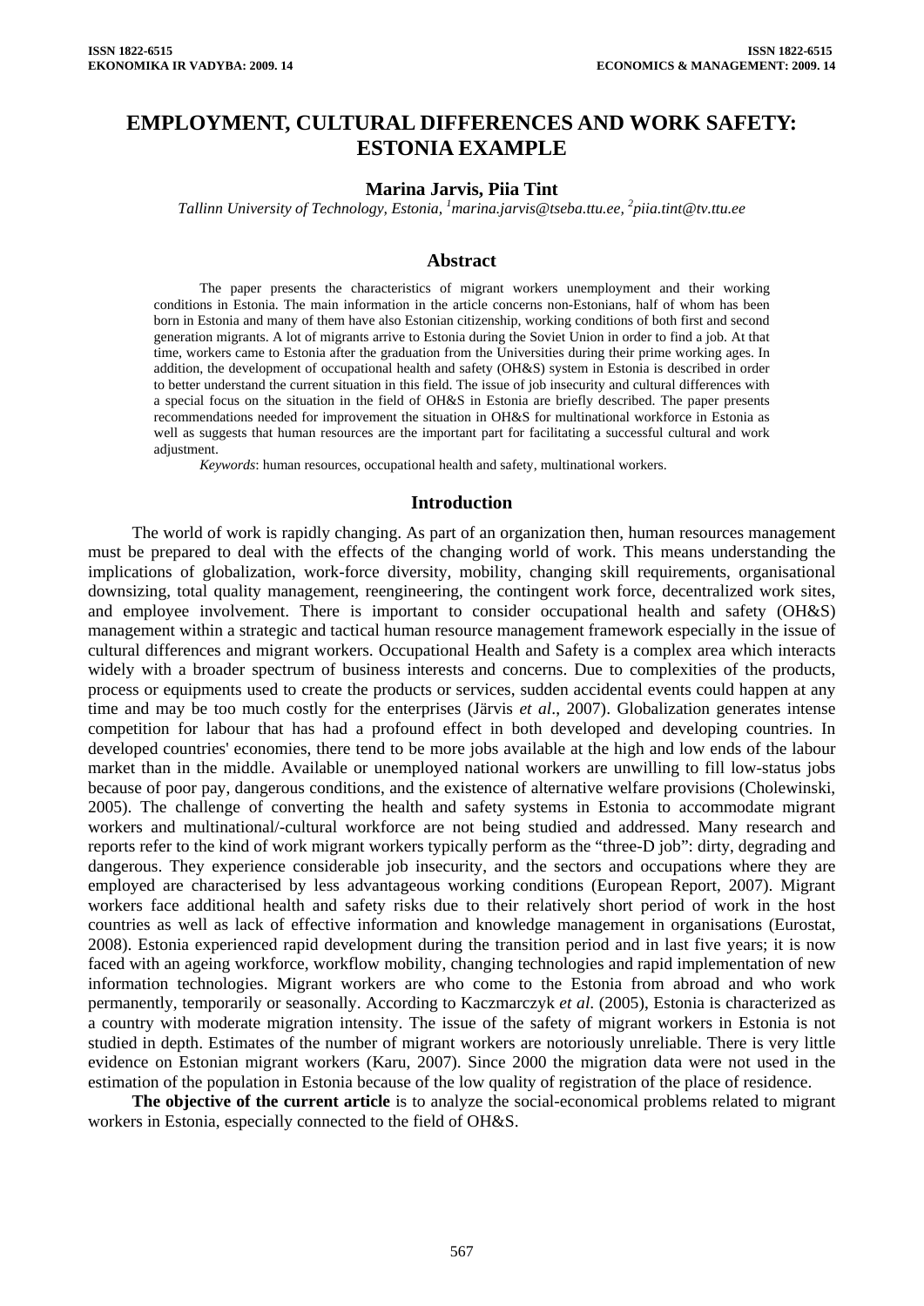# EMPLOYMENT, CULTURAL DIFFERENCES AND WORK SAFETY: ESTONIA EXAMPLE

**Marina Jarvis, Piia Tint**

*Tallinn University of Technology, Estonia, [1]marina.jarvis@tseba.ttu.ee, [2]piia.tint@tv.ttu.ee*

## Abstract

The paper presents the characteristics of migrant workers unemployment and their working conditions in Estonia. The main information in the article concerns non-Estonians, half of whom has been born in Estonia and many of them have also Estonian citizenship, working conditions of both first and second generation migrants. A lot of migrants arrive to Estonia during the Soviet Union in order to find a job. At that time, workers came to Estonia after the graduation from the Universities during their prime working ages. In addition, the development of occupational health and safety (OH&S) system in Estonia is described in order to better understand the current situation in this field. The issue of job insecurity and cultural differences with a special focus on the situation in the field of OH&S in Estonia are briefly described. The paper presents recommendations needed for improvement the situation in OH&S for multinational workforce in Estonia as well as suggests that human resources are the important part for facilitating a successful cultural and work adjustment.

*Keywords*: human resources, occupational health and safety, multinational workers.

## Introduction

The world of work is rapidly changing. As part of an organization then, human resources management must be prepared to deal with the effects of the changing world of work. This means understanding the implications of globalization, work-force diversity, mobility, changing skill requirements, organisational downsizing, total quality management, reengineering, the contingent work force, decentralized work sites, and employee involvement. There is important to consider occupational health and safety (OH&S) management within a strategic and tactical human resource management framework especially in the issue of cultural differences and migrant workers. Occupational Health and Safety is a complex area which interacts widely with a broader spectrum of business interests and concerns. Due to complexities of the products, process or equipments used to create the products or services, sudden accidental events could happen at any time and may be too much costly for the enterprises (Järvis *et al*., 2007). Globalization generates intense competition for labour that has had a profound effect in both developed and developing countries. In developed countries' economies, there tend to be more jobs available at the high and low ends of the labour market than in the middle. Available or unemployed national workers are unwilling to fill low-status jobs because of poor pay, dangerous conditions, and the existence of alternative welfare provisions (Cholewinski, 2005). The challenge of converting the health and safety systems in Estonia to accommodate migrant workers and multinational/-cultural workforce are not being studied and addressed. Many research and reports refer to the kind of work migrant workers typically perform as the "three-D job": dirty, degrading and dangerous. They experience considerable job insecurity, and the sectors and occupations where they are employed are characterised by less advantageous working conditions (European Report, 2007). Migrant workers face additional health and safety risks due to their relatively short period of work in the host countries as well as lack of effective information and knowledge management in organisations (Eurostat, 2008). Estonia experienced rapid development during the transition period and in last five years; it is now faced with an ageing workforce, workflow mobility, changing technologies and rapid implementation of new information technologies. Migrant workers are who come to the Estonia from abroad and who work permanently, temporarily or seasonally. According to Kaczmarczyk *et al*. (2005), Estonia is characterized as a country with moderate migration intensity. The issue of the safety of migrant workers in Estonia is not studied in depth. Estimates of the number of migrant workers are notoriously unreliable. There is very little evidence on Estonian migrant workers (Karu, 2007). Since 2000 the migration data were not used in the estimation of the population in Estonia because of the low quality of registration of the place of residence.

**The objective of the current article** is to analyze the social-economical problems related to migrant workers in Estonia, especially connected to the field of OH&S.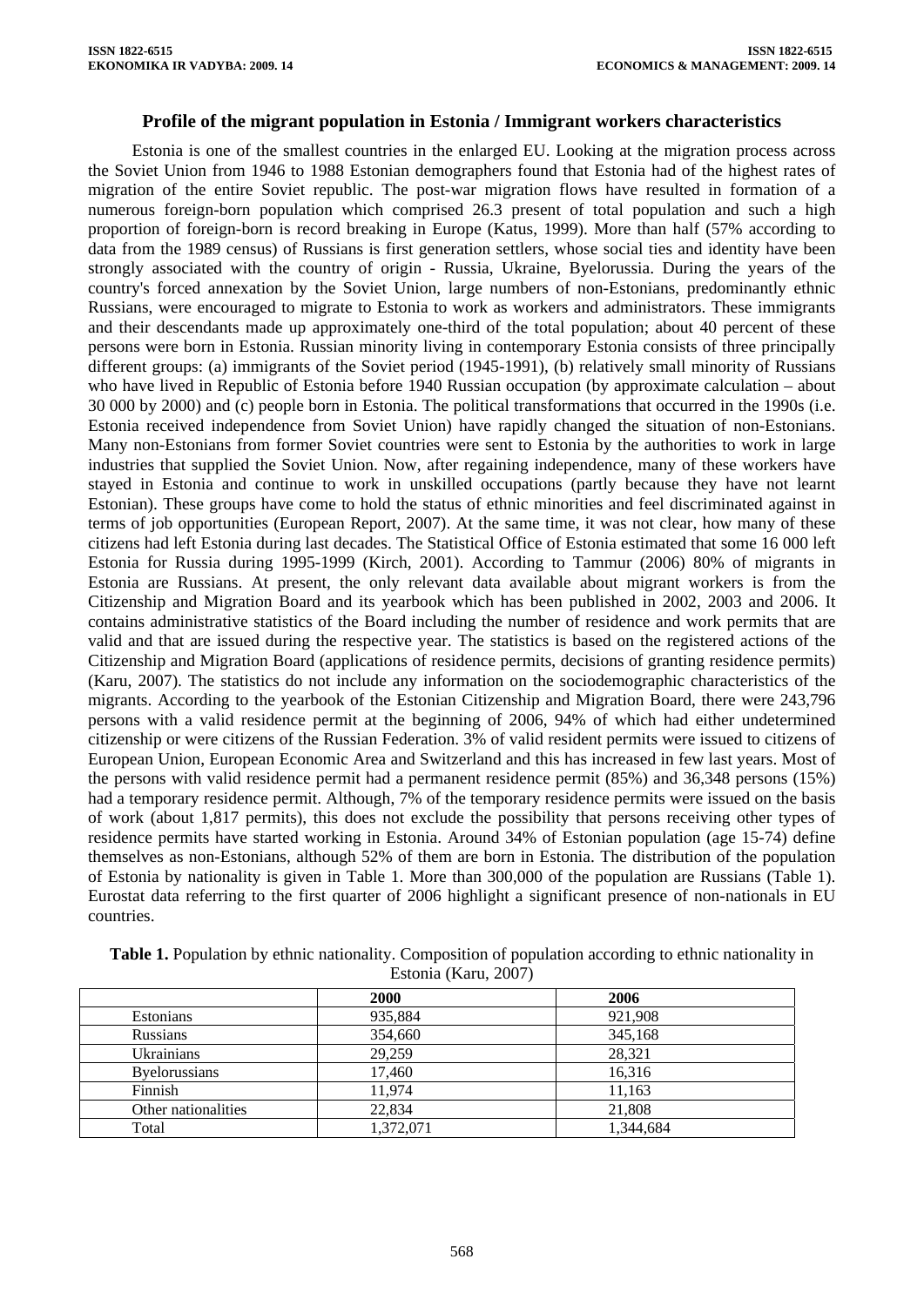### Profile of the migrant population in Estonia / Immigrant workers characteristics

Estonia is one of the smallest countries in the enlarged EU. Looking at the migration process across the Soviet Union from 1946 to 1988 Estonian demographers found that Estonia had of the highest rates of migration of the entire Soviet republic. The post-war migration flows have resulted in formation of a numerous foreign-born population which comprised 26.3 present of total population and such a high proportion of foreign-born is record breaking in Europe (Katus, 1999). More than half (57% according to data from the 1989 census) of Russians is first generation settlers, whose social ties and identity have been strongly associated with the country of origin - Russia, Ukraine, Byelorussia. During the years of the country's forced annexation by the Soviet Union, large numbers of non-Estonians, predominantly ethnic Russians, were encouraged to migrate to Estonia to work as workers and administrators. These immigrants and their descendants made up approximately one-third of the total population; about 40 percent of these persons were born in Estonia. Russian minority living in contemporary Estonia consists of three principally different groups: (a) immigrants of the Soviet period (1945-1991), (b) relatively small minority of Russians who have lived in Republic of Estonia before 1940 Russian occupation (by approximate calculation – about 30 000 by 2000) and (c) people born in Estonia. The political transformations that occurred in the 1990s (i.e. Estonia received independence from Soviet Union) have rapidly changed the situation of non-Estonians. Many non-Estonians from former Soviet countries were sent to Estonia by the authorities to work in large industries that supplied the Soviet Union. Now, after regaining independence, many of these workers have stayed in Estonia and continue to work in unskilled occupations (partly because they have not learnt Estonian). These groups have come to hold the status of ethnic minorities and feel discriminated against in terms of job opportunities (European Report, 2007). At the same time, it was not clear, how many of these citizens had left Estonia during last decades. The Statistical Office of Estonia estimated that some 16 000 left Estonia for Russia during 1995-1999 (Kirch, 2001). According to Tammur (2006) 80% of migrants in Estonia are Russians. At present, the only relevant data available about migrant workers is from the Citizenship and Migration Board and its yearbook which has been published in 2002, 2003 and 2006. It contains administrative statistics of the Board including the number of residence and work permits that are valid and that are issued during the respective year. The statistics is based on the registered actions of the Citizenship and Migration Board (applications of residence permits, decisions of granting residence permits) (Karu, 2007). The statistics do not include any information on the sociodemographic characteristics of the migrants. According to the yearbook of the Estonian Citizenship and Migration Board, there were 243,796 persons with a valid residence permit at the beginning of 2006, 94% of which had either undetermined citizenship or were citizens of the Russian Federation. 3% of valid resident permits were issued to citizens of European Union, European Economic Area and Switzerland and this has increased in few last years. Most of the persons with valid residence permit had a permanent residence permit (85%) and 36,348 persons (15%) had a temporary residence permit. Although, 7% of the temporary residence permits were issued on the basis of work (about 1,817 permits), this does not exclude the possibility that persons receiving other types of residence permits have started working in Estonia. Around 34% of Estonian population (age 15-74) define themselves as non-Estonians, although 52% of them are born in Estonia. The distribution of the population of Estonia by nationality is given in Table 1. More than 300,000 of the population are Russians (Table 1). Eurostat data referring to the first quarter of 2006 highlight a significant presence of non-nationals in EU countries.

**Table 1.** Population by ethnic nationality. Composition of population according to ethnic nationality in Estonia (Karu, 2007)

| | 2000 | 2006 |
|---|---|---|
| Estonians | 935,884 | 921,908 |
| Russians | 354,660 | 345,168 |
| Ukrainians | 29,259 | 28,321 |
| Byelorussians | 17,460 | 16,316 |
| Finnish | 11,974 | 11,163 |
| Other nationalities | 22,834 | 21,808 |
| Total | 1,372,071 | 1,344,684 |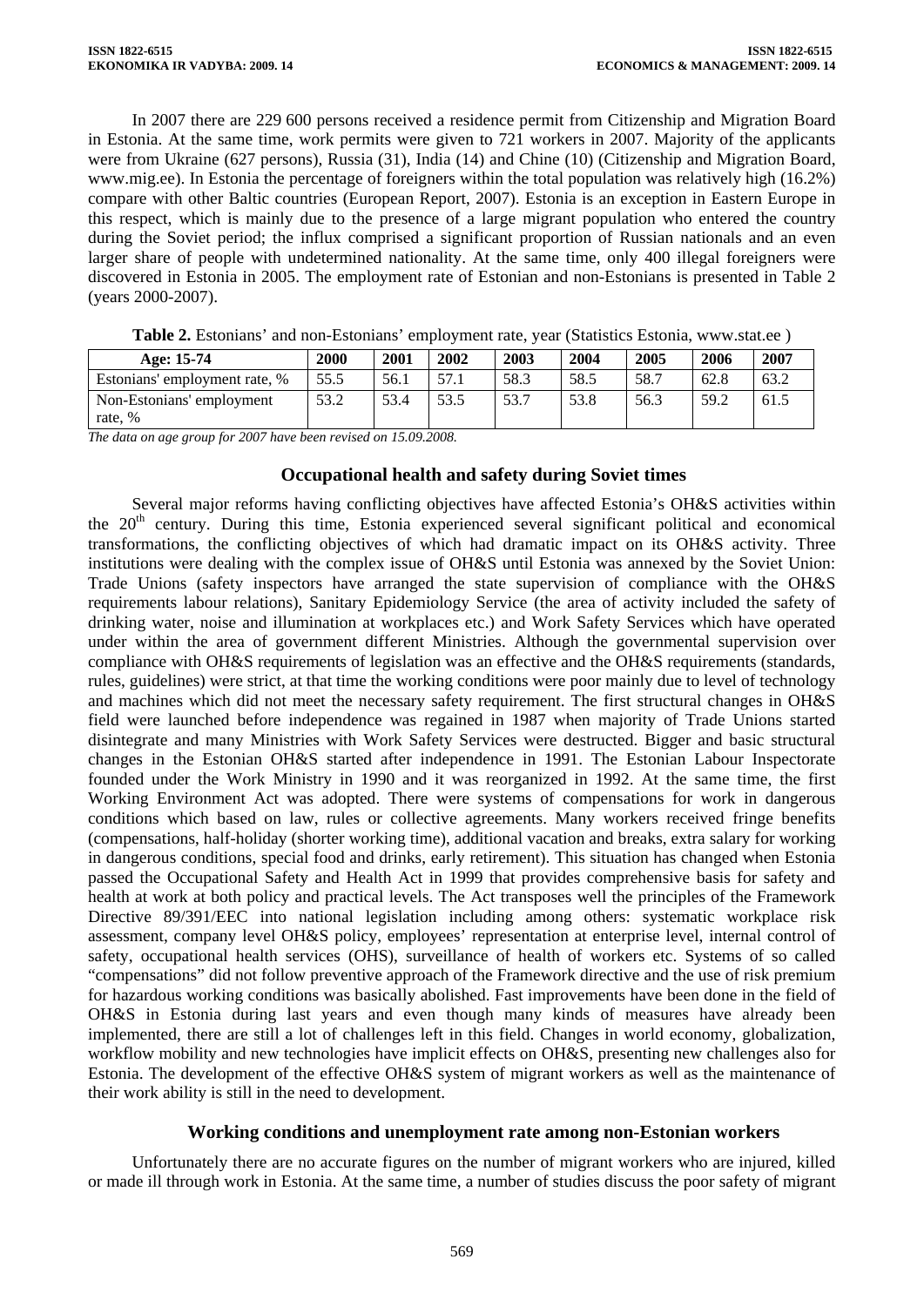In 2007 there are 229 600 persons received a residence permit from Citizenship and Migration Board in Estonia. At the same time, work permits were given to 721 workers in 2007. Majority of the applicants were from Ukraine (627 persons), Russia (31), India (14) and Chine (10) (Citizenship and Migration Board, www.mig.ee). In Estonia the percentage of foreigners within the total population was relatively high (16.2%) compare with other Baltic countries (European Report, 2007). Estonia is an exception in Eastern Europe in this respect, which is mainly due to the presence of a large migrant population who entered the country during the Soviet period; the influx comprised a significant proportion of Russian nationals and an even larger share of people with undetermined nationality. At the same time, only 400 illegal foreigners were discovered in Estonia in 2005. The employment rate of Estonian and non-Estonians is presented in Table 2 (years 2000-2007).

**Table 2.** Estonians' and non-Estonians' employment rate, year (Statistics Estonia, www.stat.ee )

| Age: 15-74 | 2000 | 2001 | 2002 | 2003 | 2004 | 2005 | 2006 | 2007 |
|---|---|---|---|---|---|---|---|---|
| Estonians' employment rate, % | 55.5 | 56.1 | 57.1 | 58.3 | 58.5 | 58.7 | 62.8 | 63.2 |
| Non-Estonians' employment rate, % | 53.2 | 53.4 | 53.5 | 53.7 | 53.8 | 56.3 | 59.2 | 61.5 |

*The data on age group for 2007 have been revised on 15.09.2008.*

## Occupational health and safety during Soviet times

Several major reforms having conflicting objectives have affected Estonia's OH&S activities within the 20th century. During this time, Estonia experienced several significant political and economical transformations, the conflicting objectives of which had dramatic impact on its OH&S activity. Three institutions were dealing with the complex issue of OH&S until Estonia was annexed by the Soviet Union: Trade Unions (safety inspectors have arranged the state supervision of compliance with the OH&S requirements labour relations), Sanitary Epidemiology Service (the area of activity included the safety of drinking water, noise and illumination at workplaces etc.) and Work Safety Services which have operated under within the area of government different Ministries. Although the governmental supervision over compliance with OH&S requirements of legislation was an effective and the OH&S requirements (standards, rules, guidelines) were strict, at that time the working conditions were poor mainly due to level of technology and machines which did not meet the necessary safety requirement. The first structural changes in OH&S field were launched before independence was regained in 1987 when majority of Trade Unions started disintegrate and many Ministries with Work Safety Services were destructed. Bigger and basic structural changes in the Estonian OH&S started after independence in 1991. The Estonian Labour Inspectorate founded under the Work Ministry in 1990 and it was reorganized in 1992. At the same time, the first Working Environment Act was adopted. There were systems of compensations for work in dangerous conditions which based on law, rules or collective agreements. Many workers received fringe benefits (compensations, half-holiday (shorter working time), additional vacation and breaks, extra salary for working in dangerous conditions, special food and drinks, early retirement). This situation has changed when Estonia passed the Occupational Safety and Health Act in 1999 that provides comprehensive basis for safety and health at work at both policy and practical levels. The Act transposes well the principles of the Framework Directive 89/391/EEC into national legislation including among others: systematic workplace risk assessment, company level OH&S policy, employees' representation at enterprise level, internal control of safety, occupational health services (OHS), surveillance of health of workers etc. Systems of so called "compensations" did not follow preventive approach of the Framework directive and the use of risk premium for hazardous working conditions was basically abolished. Fast improvements have been done in the field of OH&S in Estonia during last years and even though many kinds of measures have already been implemented, there are still a lot of challenges left in this field. Changes in world economy, globalization, workflow mobility and new technologies have implicit effects on OH&S, presenting new challenges also for Estonia. The development of the effective OH&S system of migrant workers as well as the maintenance of their work ability is still in the need to development.

## Working conditions and unemployment rate among non-Estonian workers

Unfortunately there are no accurate figures on the number of migrant workers who are injured, killed or made ill through work in Estonia. At the same time, a number of studies discuss the poor safety of migrant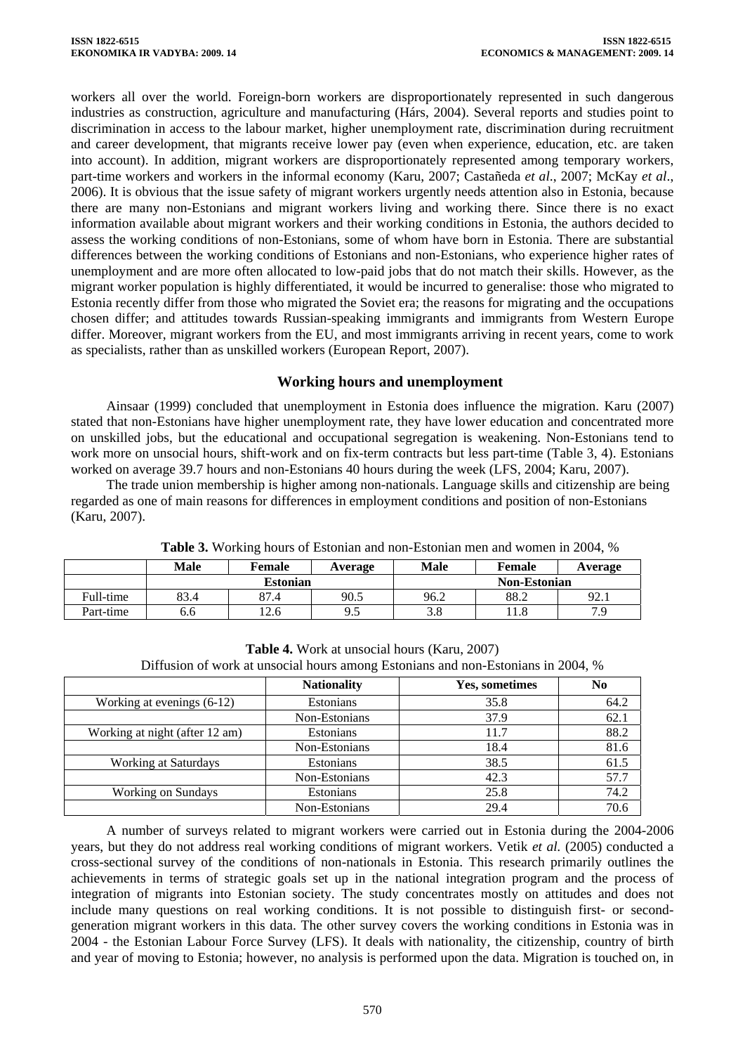workers all over the world. Foreign-born workers are disproportionately represented in such dangerous industries as construction, agriculture and manufacturing (Hárs, 2004). Several reports and studies point to discrimination in access to the labour market, higher unemployment rate, discrimination during recruitment and career development, that migrants receive lower pay (even when experience, education, etc. are taken into account). In addition, migrant workers are disproportionately represented among temporary workers, part-time workers and workers in the informal economy (Karu, 2007; Castañeda *et al*., 2007; McKay *et al*., 2006). It is obvious that the issue safety of migrant workers urgently needs attention also in Estonia, because there are many non-Estonians and migrant workers living and working there. Since there is no exact information available about migrant workers and their working conditions in Estonia, the authors decided to assess the working conditions of non-Estonians, some of whom have born in Estonia. There are substantial differences between the working conditions of Estonians and non-Estonians, who experience higher rates of unemployment and are more often allocated to low-paid jobs that do not match their skills. However, as the migrant worker population is highly differentiated, it would be incurred to generalise: those who migrated to Estonia recently differ from those who migrated the Soviet era; the reasons for migrating and the occupations chosen differ; and attitudes towards Russian-speaking immigrants and immigrants from Western Europe differ. Moreover, migrant workers from the EU, and most immigrants arriving in recent years, come to work as specialists, rather than as unskilled workers (European Report, 2007).

## Working hours and unemployment

Ainsaar (1999) concluded that unemployment in Estonia does influence the migration. Karu (2007) stated that non-Estonians have higher unemployment rate, they have lower education and concentrated more on unskilled jobs, but the educational and occupational segregation is weakening. Non-Estonians tend to work more on unsocial hours, shift-work and on fix-term contracts but less part-time (Table 3, 4). Estonians worked on average 39.7 hours and non-Estonians 40 hours during the week (LFS, 2004; Karu, 2007).

The trade union membership is higher among non-nationals. Language skills and citizenship are being regarded as one of main reasons for differences in employment conditions and position of non-Estonians (Karu, 2007).

**Table 3.** Working hours of Estonian and non-Estonian men and women in 2004, %

| | Male | Female | Average | Male | Female | Average |
|---|---|---|---|---|---|---|
| | Estonian | | | Non-Estonian | | |
| Full-time | 83.4 | 87.4 | 90.5 | 96.2 | 88.2 | 92.1 |
| Part-time | 6.6 | 12.6 | 9.5 | 3.8 | 11.8 | 7.9 |

**Table 4.** Work at unsocial hours (Karu, 2007)

Diffusion of work at unsocial hours among Estonians and non-Estonians in 2004, %

| | Nationality | Yes, sometimes | No |
|---|---|---|---|
| Working at evenings (6-12) | Estonians | 35.8 | 64.2 |
| | Non-Estonians | 37.9 | 62.1 |
| Working at night (after 12 am) | Estonians | 11.7 | 88.2 |
| | Non-Estonians | 18.4 | 81.6 |
| Working at Saturdays | Estonians | 38.5 | 61.5 |
| | Non-Estonians | 42.3 | 57.7 |
| Working on Sundays | Estonians | 25.8 | 74.2 |
| | Non-Estonians | 29.4 | 70.6 |

A number of surveys related to migrant workers were carried out in Estonia during the 2004-2006 years, but they do not address real working conditions of migrant workers. Vetik *et al.* (2005) conducted a cross-sectional survey of the conditions of non-nationals in Estonia. This research primarily outlines the achievements in terms of strategic goals set up in the national integration program and the process of integration of migrants into Estonian society. The study concentrates mostly on attitudes and does not include many questions on real working conditions. It is not possible to distinguish first- or second-generation migrant workers in this data. The other survey covers the working conditions in Estonia was in 2004 - the Estonian Labour Force Survey (LFS). It deals with nationality, the citizenship, country of birth and year of moving to Estonia; however, no analysis is performed upon the data. Migration is touched on, in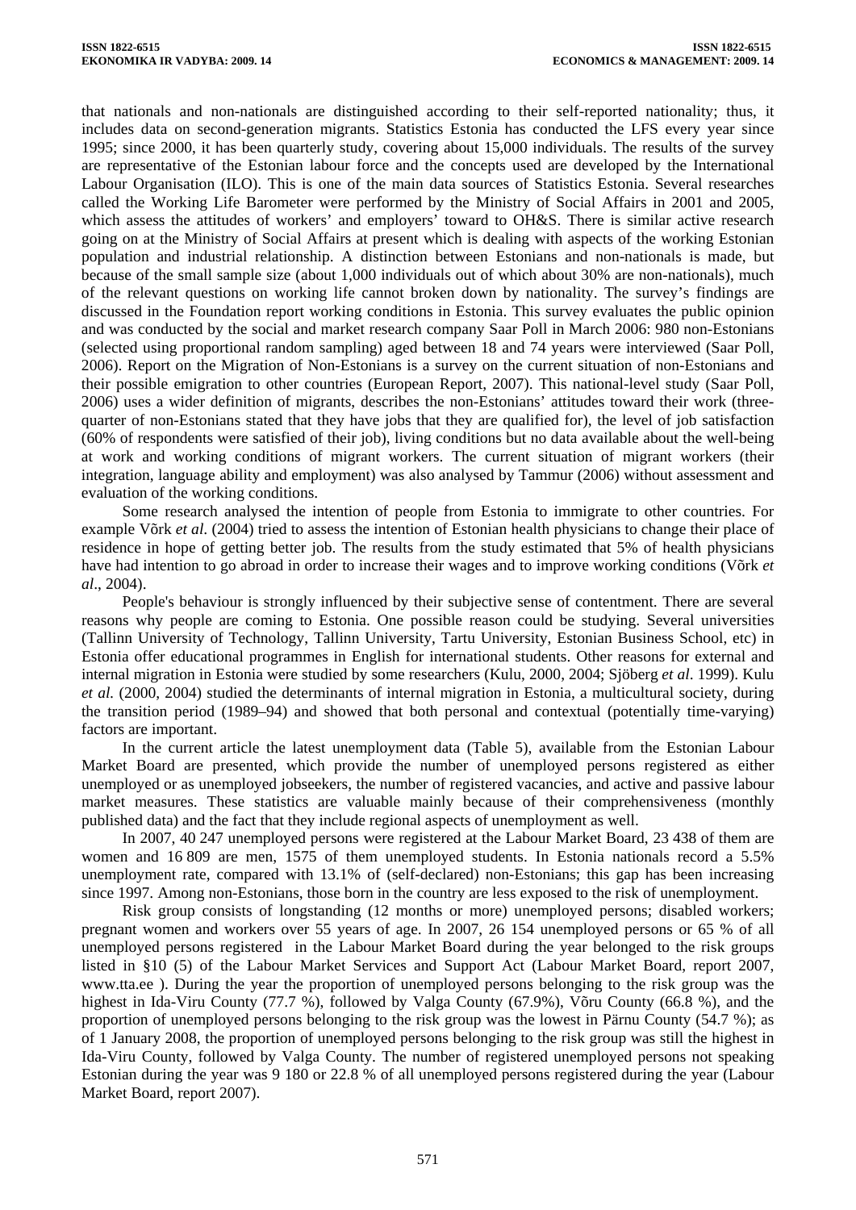that nationals and non-nationals are distinguished according to their self-reported nationality; thus, it includes data on second-generation migrants. Statistics Estonia has conducted the LFS every year since 1995; since 2000, it has been quarterly study, covering about 15,000 individuals. The results of the survey are representative of the Estonian labour force and the concepts used are developed by the International Labour Organisation (ILO). This is one of the main data sources of Statistics Estonia. Several researches called the Working Life Barometer were performed by the Ministry of Social Affairs in 2001 and 2005, which assess the attitudes of workers' and employers' toward to OH&S. There is similar active research going on at the Ministry of Social Affairs at present which is dealing with aspects of the working Estonian population and industrial relationship. A distinction between Estonians and non-nationals is made, but because of the small sample size (about 1,000 individuals out of which about 30% are non-nationals), much of the relevant questions on working life cannot broken down by nationality. The survey's findings are discussed in the Foundation report working conditions in Estonia. This survey evaluates the public opinion and was conducted by the social and market research company Saar Poll in March 2006: 980 non-Estonians (selected using proportional random sampling) aged between 18 and 74 years were interviewed (Saar Poll, 2006). Report on the Migration of Non-Estonians is a survey on the current situation of non-Estonians and their possible emigration to other countries (European Report, 2007). This national-level study (Saar Poll, 2006) uses a wider definition of migrants, describes the non-Estonians' attitudes toward their work (three-quarter of non-Estonians stated that they have jobs that they are qualified for), the level of job satisfaction (60% of respondents were satisfied of their job), living conditions but no data available about the well-being at work and working conditions of migrant workers. The current situation of migrant workers (their integration, language ability and employment) was also analysed by Tammur (2006) without assessment and evaluation of the working conditions.

Some research analysed the intention of people from Estonia to immigrate to other countries. For example Võrk *et al.* (2004) tried to assess the intention of Estonian health physicians to change their place of residence in hope of getting better job. The results from the study estimated that 5% of health physicians have had intention to go abroad in order to increase their wages and to improve working conditions (Võrk *et al*., 2004).

People's behaviour is strongly influenced by their subjective sense of contentment. There are several reasons why people are coming to Estonia. One possible reason could be studying. Several universities (Tallinn University of Technology, Tallinn University, Tartu University, Estonian Business School, etc) in Estonia offer educational programmes in English for international students. Other reasons for external and internal migration in Estonia were studied by some researchers (Kulu, 2000, 2004; Sjöberg *et al*. 1999). Kulu *et al.* (2000, 2004) studied the determinants of internal migration in Estonia, a multicultural society, during the transition period (1989–94) and showed that both personal and contextual (potentially time-varying) factors are important.

In the current article the latest unemployment data (Table 5), available from the Estonian Labour Market Board are presented, which provide the number of unemployed persons registered as either unemployed or as unemployed jobseekers, the number of registered vacancies, and active and passive labour market measures. These statistics are valuable mainly because of their comprehensiveness (monthly published data) and the fact that they include regional aspects of unemployment as well.

In 2007, 40 247 unemployed persons were registered at the Labour Market Board, 23 438 of them are women and 16 809 are men, 1575 of them unemployed students. In Estonia nationals record a 5.5% unemployment rate, compared with 13.1% of (self-declared) non-Estonians; this gap has been increasing since 1997. Among non-Estonians, those born in the country are less exposed to the risk of unemployment.

Risk group consists of longstanding (12 months or more) unemployed persons; disabled workers; pregnant women and workers over 55 years of age. In 2007, 26 154 unemployed persons or 65 % of all unemployed persons registered in the Labour Market Board during the year belonged to the risk groups listed in §10 (5) of the Labour Market Services and Support Act (Labour Market Board, report 2007, www.tta.ee ). During the year the proportion of unemployed persons belonging to the risk group was the highest in Ida-Viru County (77.7 %), followed by Valga County (67.9%), Võru County (66.8 %), and the proportion of unemployed persons belonging to the risk group was the lowest in Pärnu County (54.7 %); as of 1 January 2008, the proportion of unemployed persons belonging to the risk group was still the highest in Ida-Viru County, followed by Valga County. The number of registered unemployed persons not speaking Estonian during the year was 9 180 or 22.8 % of all unemployed persons registered during the year (Labour Market Board, report 2007).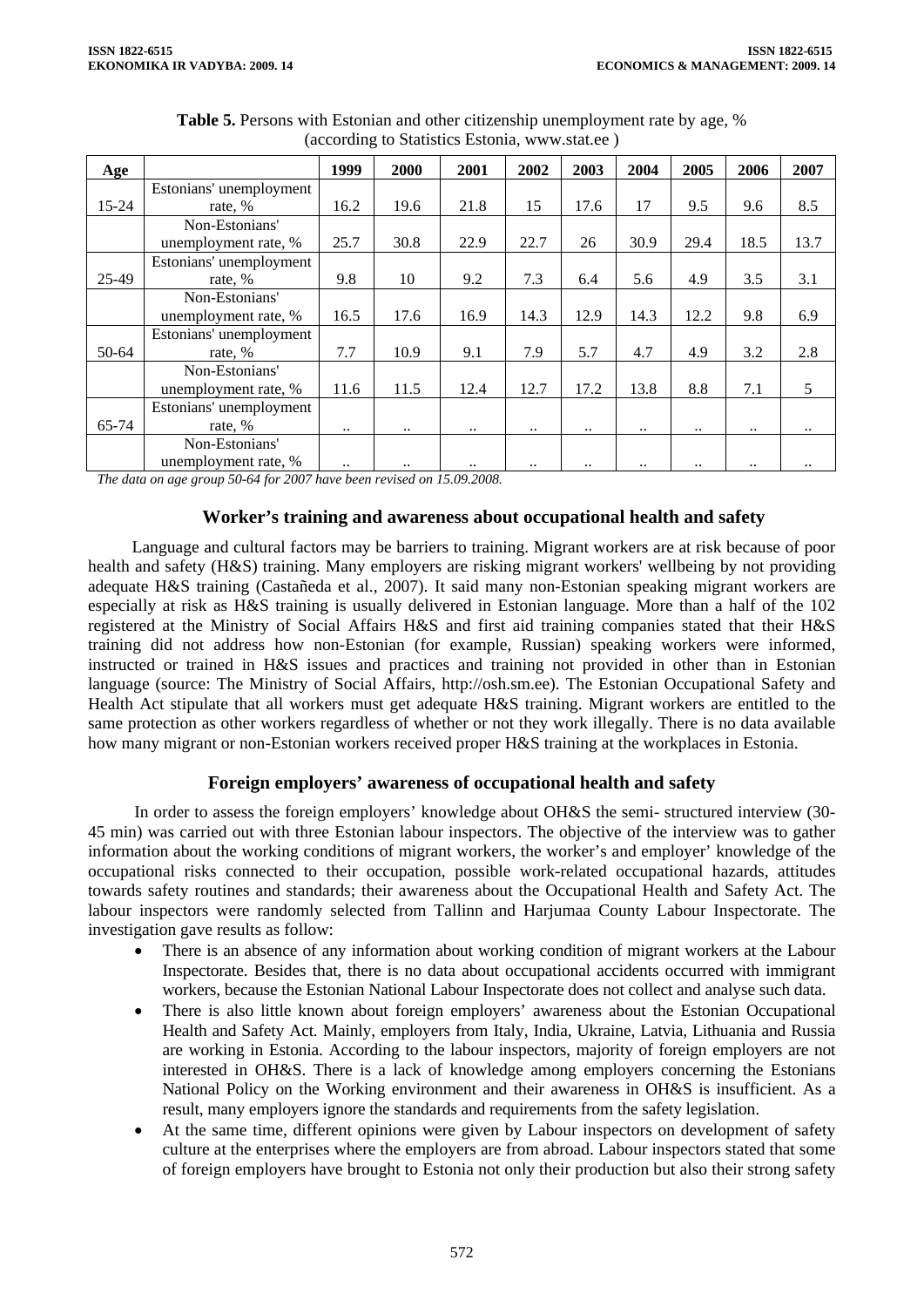**Table 5.** Persons with Estonian and other citizenship unemployment rate by age, % (according to Statistics Estonia, www.stat.ee )

| Age | | 1999 | 2000 | 2001 | 2002 | 2003 | 2004 | 2005 | 2006 | 2007 |
|---|---|---|---|---|---|---|---|---|---|---|
| 15-24 | Estonians' unemployment rate, % | 16.2 | 19.6 | 21.8 | 15 | 17.6 | 17 | 9.5 | 9.6 | 8.5 |
| | Non-Estonians' unemployment rate, % | 25.7 | 30.8 | 22.9 | 22.7 | 26 | 30.9 | 29.4 | 18.5 | 13.7 |
| 25-49 | Estonians' unemployment rate, % | 9.8 | 10 | 9.2 | 7.3 | 6.4 | 5.6 | 4.9 | 3.5 | 3.1 |
| | Non-Estonians' unemployment rate, % | 16.5 | 17.6 | 16.9 | 14.3 | 12.9 | 14.3 | 12.2 | 9.8 | 6.9 |
| 50-64 | Estonians' unemployment rate, % | 7.7 | 10.9 | 9.1 | 7.9 | 5.7 | 4.7 | 4.9 | 3.2 | 2.8 |
| | Non-Estonians' unemployment rate, % | 11.6 | 11.5 | 12.4 | 12.7 | 17.2 | 13.8 | 8.8 | 7.1 | 5 |
| 65-74 | Estonians' unemployment rate, % | .. | .. | .. | .. | .. | .. | .. | .. | .. |
| | Non-Estonians' unemployment rate, % | .. | .. | .. | .. | .. | .. | .. | .. | .. |

*The data on age group 50-64 for 2007 have been revised on 15.09.2008.*

## Worker's training and awareness about occupational health and safety

Language and cultural factors may be barriers to training. Migrant workers are at risk because of poor health and safety (H&S) training. Many employers are risking migrant workers' wellbeing by not providing adequate H&S training (Castañeda et al., 2007). It said many non-Estonian speaking migrant workers are especially at risk as H&S training is usually delivered in Estonian language. More than a half of the 102 registered at the Ministry of Social Affairs H&S and first aid training companies stated that their H&S training did not address how non-Estonian (for example, Russian) speaking workers were informed, instructed or trained in H&S issues and practices and training not provided in other than in Estonian language (source: The Ministry of Social Affairs, http://osh.sm.ee). The Estonian Occupational Safety and Health Act stipulate that all workers must get adequate H&S training. Migrant workers are entitled to the same protection as other workers regardless of whether or not they work illegally. There is no data available how many migrant or non-Estonian workers received proper H&S training at the workplaces in Estonia.

## Foreign employers' awareness of occupational health and safety

In order to assess the foreign employers' knowledge about OH&S the semi- structured interview (30-45 min) was carried out with three Estonian labour inspectors. The objective of the interview was to gather information about the working conditions of migrant workers, the worker's and employer' knowledge of the occupational risks connected to their occupation, possible work-related occupational hazards, attitudes towards safety routines and standards; their awareness about the Occupational Health and Safety Act. The labour inspectors were randomly selected from Tallinn and Harjumaa County Labour Inspectorate. The investigation gave results as follow:

- There is an absence of any information about working condition of migrant workers at the Labour Inspectorate. Besides that, there is no data about occupational accidents occurred with immigrant workers, because the Estonian National Labour Inspectorate does not collect and analyse such data.
- There is also little known about foreign employers' awareness about the Estonian Occupational Health and Safety Act. Mainly, employers from Italy, India, Ukraine, Latvia, Lithuania and Russia are working in Estonia. According to the labour inspectors, majority of foreign employers are not interested in OH&S. There is a lack of knowledge among employers concerning the Estonians National Policy on the Working environment and their awareness in OH&S is insufficient. As a result, many employers ignore the standards and requirements from the safety legislation.
- At the same time, different opinions were given by Labour inspectors on development of safety culture at the enterprises where the employers are from abroad. Labour inspectors stated that some of foreign employers have brought to Estonia not only their production but also their strong safety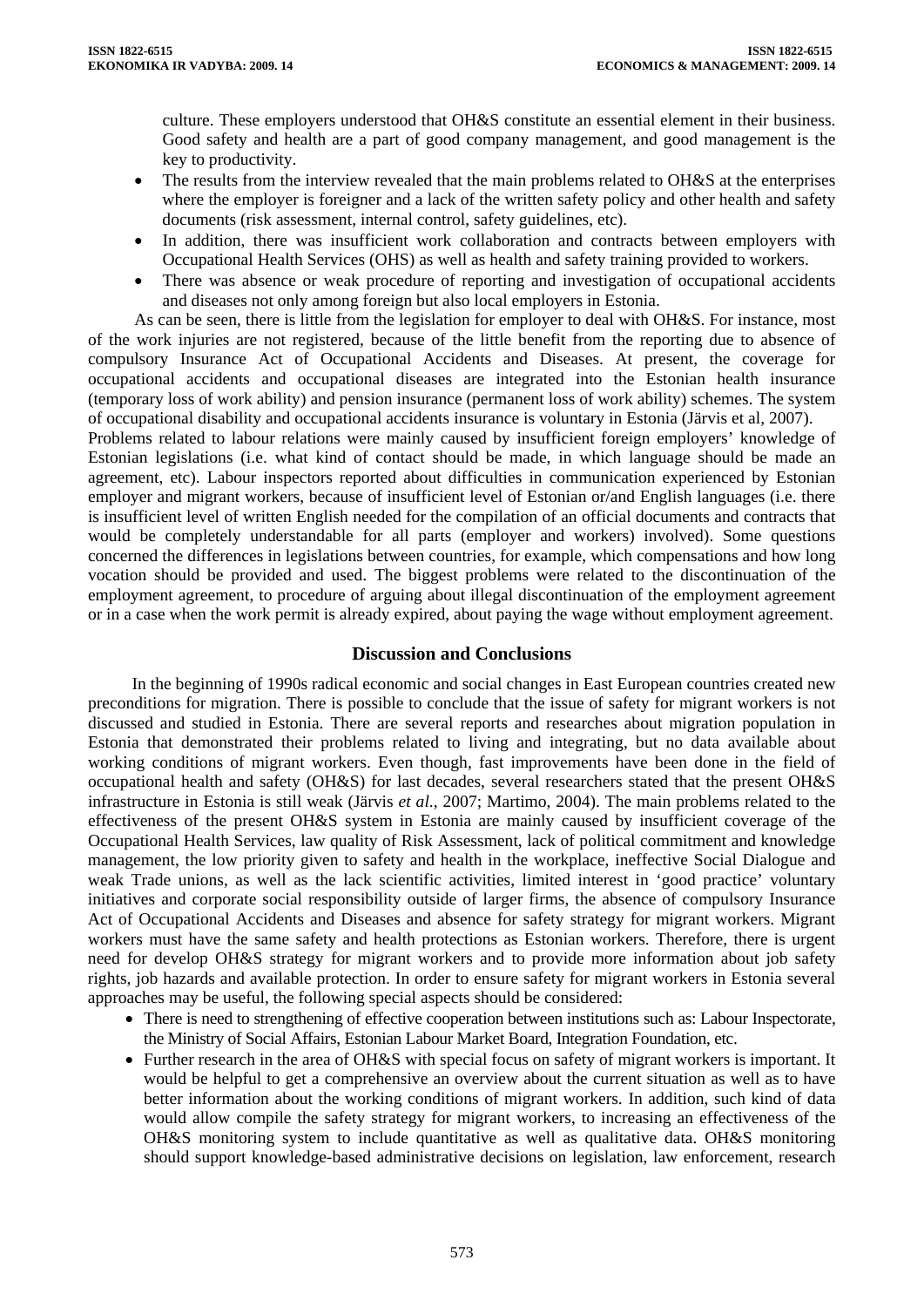culture. These employers understood that OH&S constitute an essential element in their business. Good safety and health are a part of good company management, and good management is the key to productivity.

- The results from the interview revealed that the main problems related to OH&S at the enterprises where the employer is foreigner and a lack of the written safety policy and other health and safety documents (risk assessment, internal control, safety guidelines, etc).
- In addition, there was insufficient work collaboration and contracts between employers with Occupational Health Services (OHS) as well as health and safety training provided to workers.
- There was absence or weak procedure of reporting and investigation of occupational accidents and diseases not only among foreign but also local employers in Estonia.

As can be seen, there is little from the legislation for employer to deal with OH&S. For instance, most of the work injuries are not registered, because of the little benefit from the reporting due to absence of compulsory Insurance Act of Occupational Accidents and Diseases. At present, the coverage for occupational accidents and occupational diseases are integrated into the Estonian health insurance (temporary loss of work ability) and pension insurance (permanent loss of work ability) schemes. The system of occupational disability and occupational accidents insurance is voluntary in Estonia (Järvis et al, 2007).

Problems related to labour relations were mainly caused by insufficient foreign employers' knowledge of Estonian legislations (i.e. what kind of contact should be made, in which language should be made an agreement, etc). Labour inspectors reported about difficulties in communication experienced by Estonian employer and migrant workers, because of insufficient level of Estonian or/and English languages (i.e. there is insufficient level of written English needed for the compilation of an official documents and contracts that would be completely understandable for all parts (employer and workers) involved). Some questions concerned the differences in legislations between countries, for example, which compensations and how long vocation should be provided and used. The biggest problems were related to the discontinuation of the employment agreement, to procedure of arguing about illegal discontinuation of the employment agreement or in a case when the work permit is already expired, about paying the wage without employment agreement.

## Discussion and Conclusions

In the beginning of 1990s radical economic and social changes in East European countries created new preconditions for migration. There is possible to conclude that the issue of safety for migrant workers is not discussed and studied in Estonia. There are several reports and researches about migration population in Estonia that demonstrated their problems related to living and integrating, but no data available about working conditions of migrant workers. Even though, fast improvements have been done in the field of occupational health and safety (OH&S) for last decades, several researchers stated that the present OH&S infrastructure in Estonia is still weak (Järvis *et al.*, 2007; Martimo, 2004). The main problems related to the effectiveness of the present OH&S system in Estonia are mainly caused by insufficient coverage of the Occupational Health Services, law quality of Risk Assessment, lack of political commitment and knowledge management, the low priority given to safety and health in the workplace, ineffective Social Dialogue and weak Trade unions, as well as the lack scientific activities, limited interest in 'good practice' voluntary initiatives and corporate social responsibility outside of larger firms, the absence of compulsory Insurance Act of Occupational Accidents and Diseases and absence for safety strategy for migrant workers. Migrant workers must have the same safety and health protections as Estonian workers. Therefore, there is urgent need for develop OH&S strategy for migrant workers and to provide more information about job safety rights, job hazards and available protection. In order to ensure safety for migrant workers in Estonia several approaches may be useful, the following special aspects should be considered:

- There is need to strengthening of effective cooperation between institutions such as: Labour Inspectorate, the Ministry of Social Affairs, Estonian Labour Market Board, Integration Foundation, etc.
- Further research in the area of OH&S with special focus on safety of migrant workers is important. It would be helpful to get a comprehensive an overview about the current situation as well as to have better information about the working conditions of migrant workers. In addition, such kind of data would allow compile the safety strategy for migrant workers, to increasing an effectiveness of the OH&S monitoring system to include quantitative as well as qualitative data. OH&S monitoring should support knowledge-based administrative decisions on legislation, law enforcement, research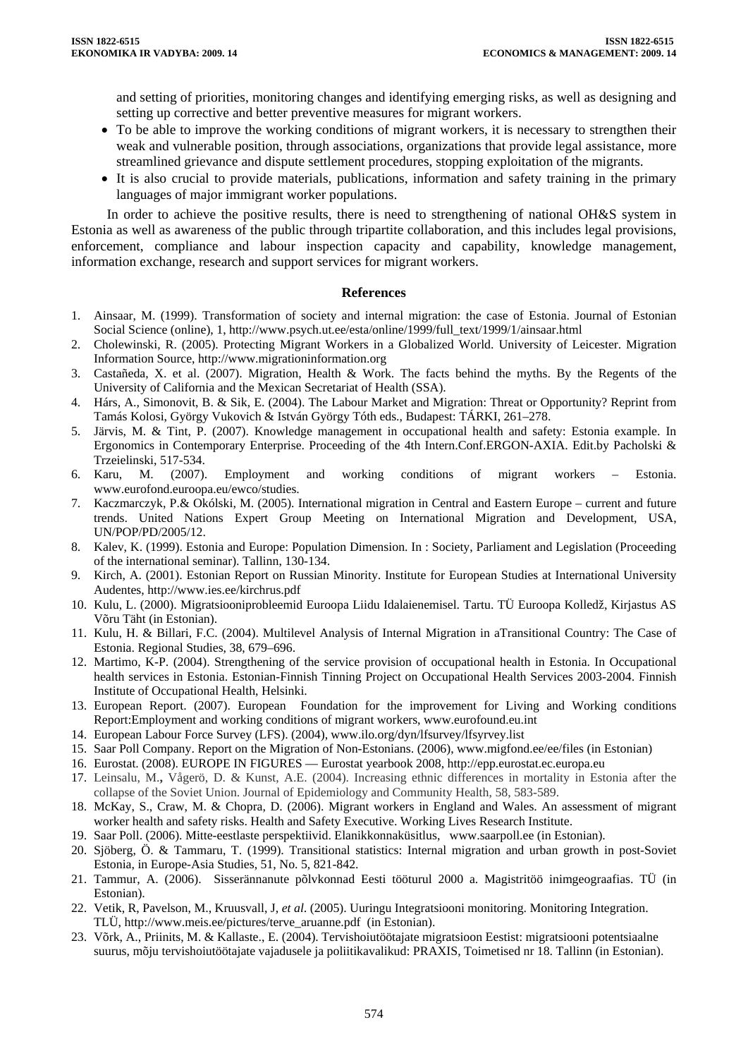and setting of priorities, monitoring changes and identifying emerging risks, as well as designing and setting up corrective and better preventive measures for migrant workers.

- To be able to improve the working conditions of migrant workers, it is necessary to strengthen their weak and vulnerable position, through associations, organizations that provide legal assistance, more streamlined grievance and dispute settlement procedures, stopping exploitation of the migrants.
- It is also crucial to provide materials, publications, information and safety training in the primary languages of major immigrant worker populations.

In order to achieve the positive results, there is need to strengthening of national OH&S system in Estonia as well as awareness of the public through tripartite collaboration, and this includes legal provisions, enforcement, compliance and labour inspection capacity and capability, knowledge management, information exchange, research and support services for migrant workers.

## References

1. Ainsaar, M. (1999). Transformation of society and internal migration: the case of Estonia. Journal of Estonian Social Science (online), 1, http://www.psych.ut.ee/esta/online/1999/full_text/1999/1/ainsaar.html
2. Cholewinski, R. (2005). Protecting Migrant Workers in a Globalized World. University of Leicester. Migration Information Source, http://www.migrationinformation.org
3. Castañeda, X. et al. (2007). Migration, Health & Work. The facts behind the myths. By the Regents of the University of California and the Mexican Secretariat of Health (SSA).
4. Hárs, A., Simonovit, B. & Sik, E. (2004). The Labour Market and Migration: Threat or Opportunity? Reprint from Tamás Kolosi, György Vukovich & István György Tóth eds., Budapest: TÁRKI, 261–278.
5. Järvis, M. & Tint, P. (2007). Knowledge management in occupational health and safety: Estonia example. In Ergonomics in Contemporary Enterprise. Proceeding of the 4th Intern.Conf.ERGON-AXIA. Edit.by Pacholski & Trzeielinski, 517-534.
6. Karu, M. (2007). Employment and working conditions of migrant workers – Estonia. www.eurofond.euroopa.eu/ewco/studies.
7. Kaczmarczyk, P.& Okólski, M. (2005). International migration in Central and Eastern Europe – current and future trends. United Nations Expert Group Meeting on International Migration and Development, USA, UN/POP/PD/2005/12.
8. Kalev, K. (1999). Estonia and Europe: Population Dimension. In : Society, Parliament and Legislation (Proceeding of the international seminar). Tallinn, 130-134.
9. Kirch, A. (2001). Estonian Report on Russian Minority. Institute for European Studies at International University Audentes, http://www.ies.ee/kirchrus.pdf
10. Kulu, L. (2000). Migratsiooniprobleemid Euroopa Liidu Idalaienemisel. Tartu. TÜ Euroopa Kolledž, Kirjastus AS Võru Täht (in Estonian).
11. Kulu, H. & Billari, F.C. (2004). Multilevel Analysis of Internal Migration in aTransitional Country: The Case of Estonia. Regional Studies, 38, 679–696.
12. Martimo, K-P. (2004). Strengthening of the service provision of occupational health in Estonia. In Occupational health services in Estonia. Estonian-Finnish Tinning Project on Occupational Health Services 2003-2004. Finnish Institute of Occupational Health, Helsinki.
13. European Report. (2007). European Foundation for the improvement for Living and Working conditions Report:Employment and working conditions of migrant workers, www.eurofound.eu.int
14. European Labour Force Survey (LFS). (2004), www.ilo.org/dyn/lfsurvey/lfsyrvey.list
15. Saar Poll Company. Report on the Migration of Non-Estonians. (2006), www.migfond.ee/ee/files (in Estonian)
16. Eurostat. (2008). EUROPE IN FIGURES — Eurostat yearbook 2008, http://epp.eurostat.ec.europa.eu
17. Leinsalu, M.**,** Vågerö, D. & Kunst, A.E. (2004). Increasing ethnic differences in mortality in Estonia after the collapse of the Soviet Union. Journal of Epidemiology and Community Health, 58, 583-589.
18. McKay, S., Craw, M. & Chopra, D. (2006). Migrant workers in England and Wales. An assessment of migrant worker health and safety risks. Health and Safety Executive. Working Lives Research Institute.
19. Saar Poll. (2006). Mitte-eestlaste perspektiivid. Elanikkonnaküsitlus, www.saarpoll.ee (in Estonian).
20. Sjöberg, Ö. & Tammaru, T. (1999). Transitional statistics: Internal migration and urban growth in post-Soviet Estonia, in Europe-Asia Studies, 51, No. 5, 821-842.
21. Tammur, A. (2006). Sisserännanute põlvkonnad Eesti tööturul 2000 a. Magistritöö inimgeograafias. TÜ (in Estonian).
22. Vetik, R, Pavelson, M., Kruusvall, J, *et al*. (2005). Uuringu Integratsiooni monitoring. Monitoring Integration. TLÜ, http://www.meis.ee/pictures/terve_aruanne.pdf (in Estonian).
23. Võrk, A., Priinits, M. & Kallaste., E. (2004). Tervishoiutöötajate migratsioon Eestist: migratsiooni potentsiaalne suurus, mõju tervishoiutöötajate vajadusele ja poliitikavalikud: PRAXIS, Toimetised nr 18. Tallinn (in Estonian).